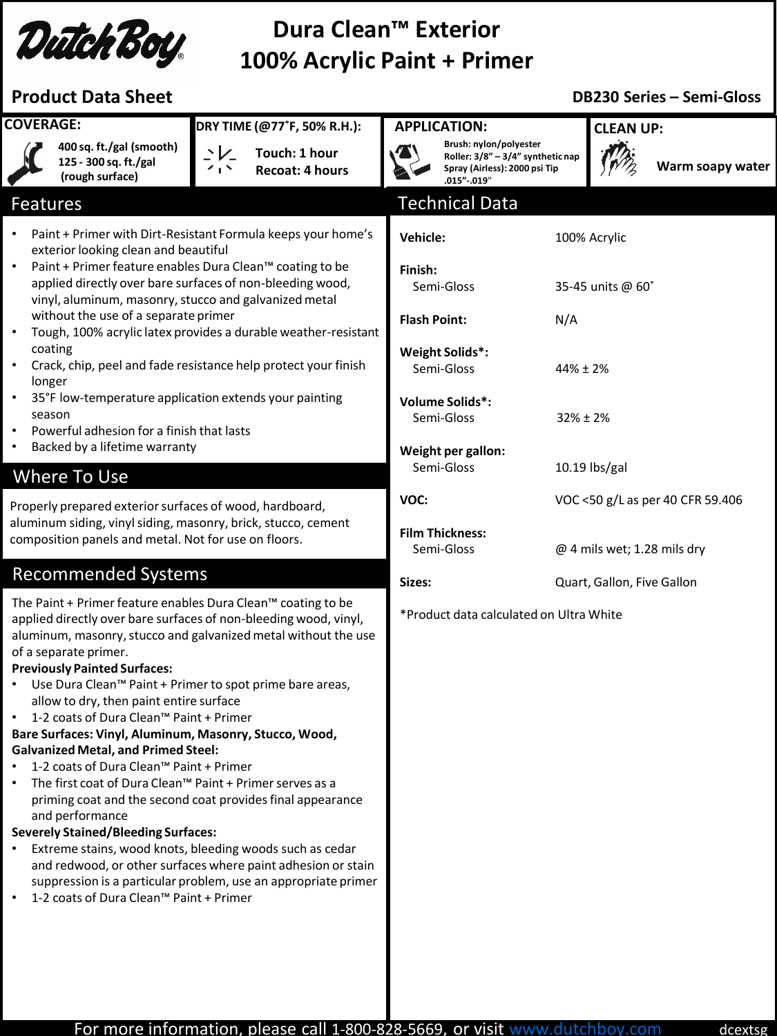# Dura Clean™ Exterior
# 100% Acrylic Paint + Primer

**Product Data Sheet** — **DB230 Series – Semi-Gloss**

**COVERAGE:**
400 sq. ft./gal (smooth)
125 - 300 sq. ft./gal (rough surface)

**DRY TIME (@77˚F, 50% R.H.):**
Touch: 1 hour
Recoat: 4 hours

**APPLICATION:**
Brush: nylon/polyester
Roller: 3/8" – 3/4" synthetic nap
Spray (Airless): 2000 psi Tip .015"-.019"

**CLEAN UP:**
Warm soapy water

## Features

- Paint + Primer with Dirt-Resistant Formula keeps your home's exterior looking clean and beautiful
- Paint + Primer feature enables Dura Clean™ coating to be applied directly over bare surfaces of non-bleeding wood, vinyl, aluminum, masonry, stucco and galvanized metal without the use of a separate primer
- Tough, 100% acrylic latex provides a durable weather-resistant coating
- Crack, chip, peel and fade resistance help protect your finish longer
- 35°F low-temperature application extends your painting season
- Powerful adhesion for a finish that lasts
- Backed by a lifetime warranty

## Where To Use

Properly prepared exterior surfaces of wood, hardboard, aluminum siding, vinyl siding, masonry, brick, stucco, cement composition panels and metal. Not for use on floors.

## Recommended Systems

The Paint + Primer feature enables Dura Clean™ coating to be applied directly over bare surfaces of non-bleeding wood, vinyl, aluminum, masonry, stucco and galvanized metal without the use of a separate primer.

**Previously Painted Surfaces:**

- Use Dura Clean™ Paint + Primer to spot prime bare areas, allow to dry, then paint entire surface
- 1-2 coats of Dura Clean™ Paint + Primer

**Bare Surfaces: Vinyl, Aluminum, Masonry, Stucco, Wood, Galvanized Metal, and Primed Steel:**

- 1-2 coats of Dura Clean™ Paint + Primer
- The first coat of Dura Clean™ Paint + Primer serves as a priming coat and the second coat provides final appearance and performance

**Severely Stained/Bleeding Surfaces:**

- Extreme stains, wood knots, bleeding woods such as cedar and redwood, or other surfaces where paint adhesion or stain suppression is a particular problem, use an appropriate primer
- 1-2 coats of Dura Clean™ Paint + Primer

## Technical Data

| | |
|---|---|
| **Vehicle:** | 100% Acrylic |
| **Finish:** | |
| Semi-Gloss | 35-45 units @ 60˚ |
| **Flash Point:** | N/A |
| **Weight Solids*:** | |
| Semi-Gloss | 44% ± 2% |
| **Volume Solids*:** | |
| Semi-Gloss | 32% ± 2% |
| **Weight per gallon:** | |
| Semi-Gloss | 10.19 lbs/gal |
| **VOC:** | VOC <50 g/L as per 40 CFR 59.406 |
| **Film Thickness:** | |
| Semi-Gloss | @ 4 mils wet; 1.28 mils dry |
| **Sizes:** | Quart, Gallon, Five Gallon |

*Product data calculated on Ultra White

For more information, please call 1-800-828-5669, or visit www.dutchboy.com

dcextsg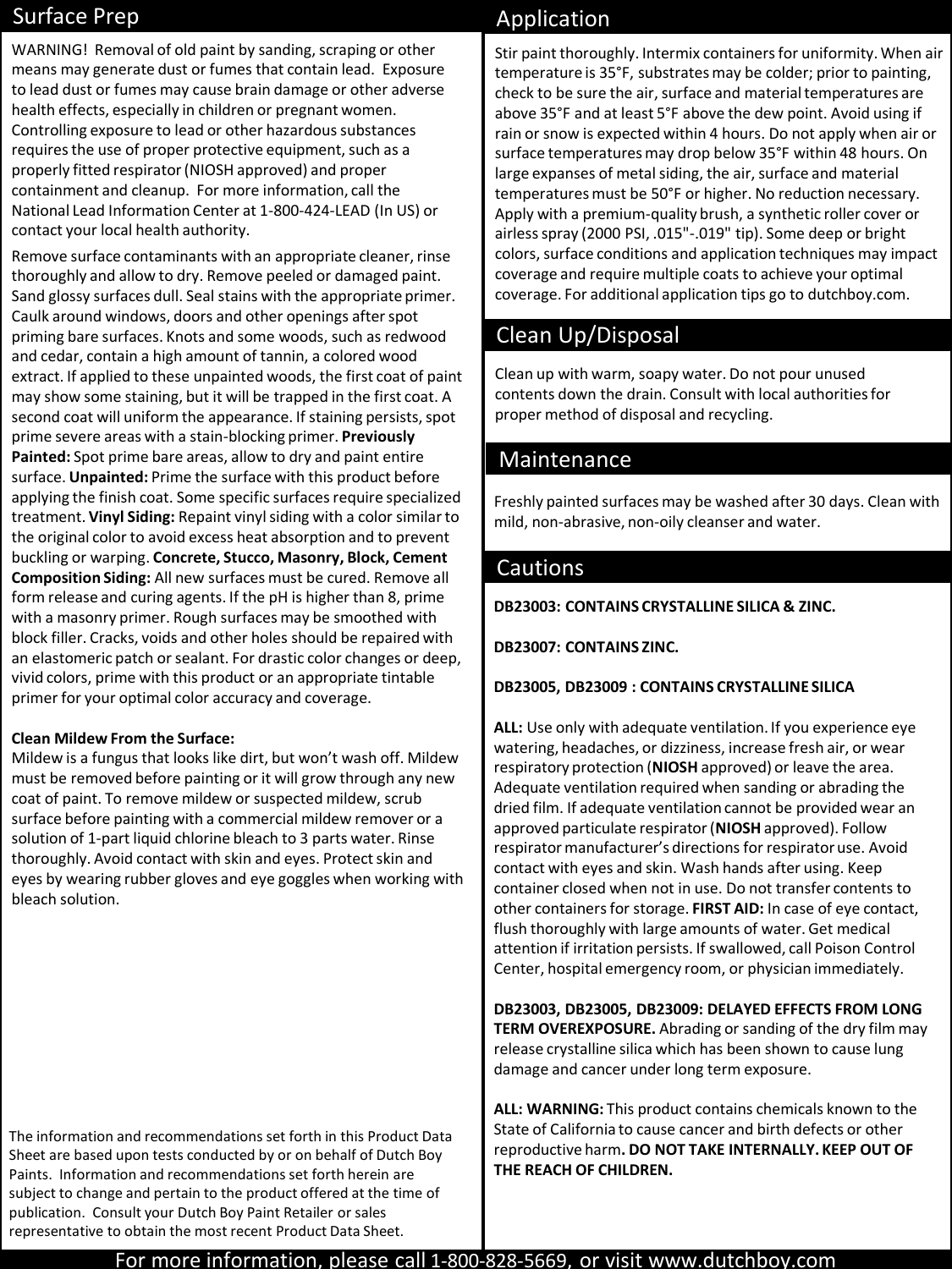## Surface Prep

WARNING! Removal of old paint by sanding, scraping or other means may generate dust or fumes that contain lead. Exposure to lead dust or fumes may cause brain damage or other adverse health effects, especially in children or pregnant women. Controlling exposure to lead or other hazardous substances requires the use of proper protective equipment, such as a properly fitted respirator (NIOSH approved) and proper containment and cleanup. For more information, call the National Lead Information Center at 1-800-424-LEAD (In US) or contact your local health authority.

Remove surface contaminants with an appropriate cleaner, rinse thoroughly and allow to dry. Remove peeled or damaged paint. Sand glossy surfaces dull. Seal stains with the appropriate primer. Caulk around windows, doors and other openings after spot priming bare surfaces. Knots and some woods, such as redwood and cedar, contain a high amount of tannin, a colored wood extract. If applied to these unpainted woods, the first coat of paint may show some staining, but it will be trapped in the first coat. A second coat will uniform the appearance. If staining persists, spot prime severe areas with a stain-blocking primer. **Previously Painted:** Spot prime bare areas, allow to dry and paint entire surface. **Unpainted:** Prime the surface with this product before applying the finish coat. Some specific surfaces require specialized treatment. **Vinyl Siding:** Repaint vinyl siding with a color similar to the original color to avoid excess heat absorption and to prevent buckling or warping. **Concrete, Stucco, Masonry, Block, Cement Composition Siding:** All new surfaces must be cured. Remove all form release and curing agents. If the pH is higher than 8, prime with a masonry primer. Rough surfaces may be smoothed with block filler. Cracks, voids and other holes should be repaired with an elastomeric patch or sealant. For drastic color changes or deep, vivid colors, prime with this product or an appropriate tintable primer for your optimal color accuracy and coverage.

**Clean Mildew From the Surface:**
Mildew is a fungus that looks like dirt, but won't wash off. Mildew must be removed before painting or it will grow through any new coat of paint. To remove mildew or suspected mildew, scrub surface before painting with a commercial mildew remover or a solution of 1-part liquid chlorine bleach to 3 parts water. Rinse thoroughly. Avoid contact with skin and eyes. Protect skin and eyes by wearing rubber gloves and eye goggles when working with bleach solution.

The information and recommendations set forth in this Product Data Sheet are based upon tests conducted by or on behalf of Dutch Boy Paints. Information and recommendations set forth herein are subject to change and pertain to the product offered at the time of publication. Consult your Dutch Boy Paint Retailer or sales representative to obtain the most recent Product Data Sheet.

## Application

Stir paint thoroughly. Intermix containers for uniformity. When air temperature is 35°F, substrates may be colder; prior to painting, check to be sure the air, surface and material temperatures are above 35°F and at least 5°F above the dew point. Avoid using if rain or snow is expected within 4 hours. Do not apply when air or surface temperatures may drop below 35°F within 48 hours. On large expanses of metal siding, the air, surface and material temperatures must be 50°F or higher. No reduction necessary. Apply with a premium-quality brush, a synthetic roller cover or airless spray (2000 PSI, .015"-.019" tip). Some deep or bright colors, surface conditions and application techniques may impact coverage and require multiple coats to achieve your optimal coverage. For additional application tips go to dutchboy.com.

## Clean Up/Disposal

Clean up with warm, soapy water. Do not pour unused contents down the drain. Consult with local authorities for proper method of disposal and recycling.

## Maintenance

Freshly painted surfaces may be washed after 30 days. Clean with mild, non-abrasive, non-oily cleanser and water.

## Cautions

**DB23003: CONTAINS CRYSTALLINE SILICA & ZINC.**

**DB23007: CONTAINS ZINC.**

**DB23005, DB23009 : CONTAINS CRYSTALLINE SILICA**

**ALL:** Use only with adequate ventilation. If you experience eye watering, headaches, or dizziness, increase fresh air, or wear respiratory protection (**NIOSH** approved) or leave the area. Adequate ventilation required when sanding or abrading the dried film. If adequate ventilation cannot be provided wear an approved particulate respirator (**NIOSH** approved). Follow respirator manufacturer's directions for respirator use. Avoid contact with eyes and skin. Wash hands after using. Keep container closed when not in use. Do not transfer contents to other containers for storage. **FIRST AID:** In case of eye contact, flush thoroughly with large amounts of water. Get medical attention if irritation persists. If swallowed, call Poison Control Center, hospital emergency room, or physician immediately.

**DB23003, DB23005, DB23009: DELAYED EFFECTS FROM LONG TERM OVEREXPOSURE.** Abrading or sanding of the dry film may release crystalline silica which has been shown to cause lung damage and cancer under long term exposure.

**ALL: WARNING:** This product contains chemicals known to the State of California to cause cancer and birth defects or other reproductive harm**. DO NOT TAKE INTERNALLY. KEEP OUT OF THE REACH OF CHILDREN.**

For more information, please call 1-800-828-5669, or visit www.dutchboy.com